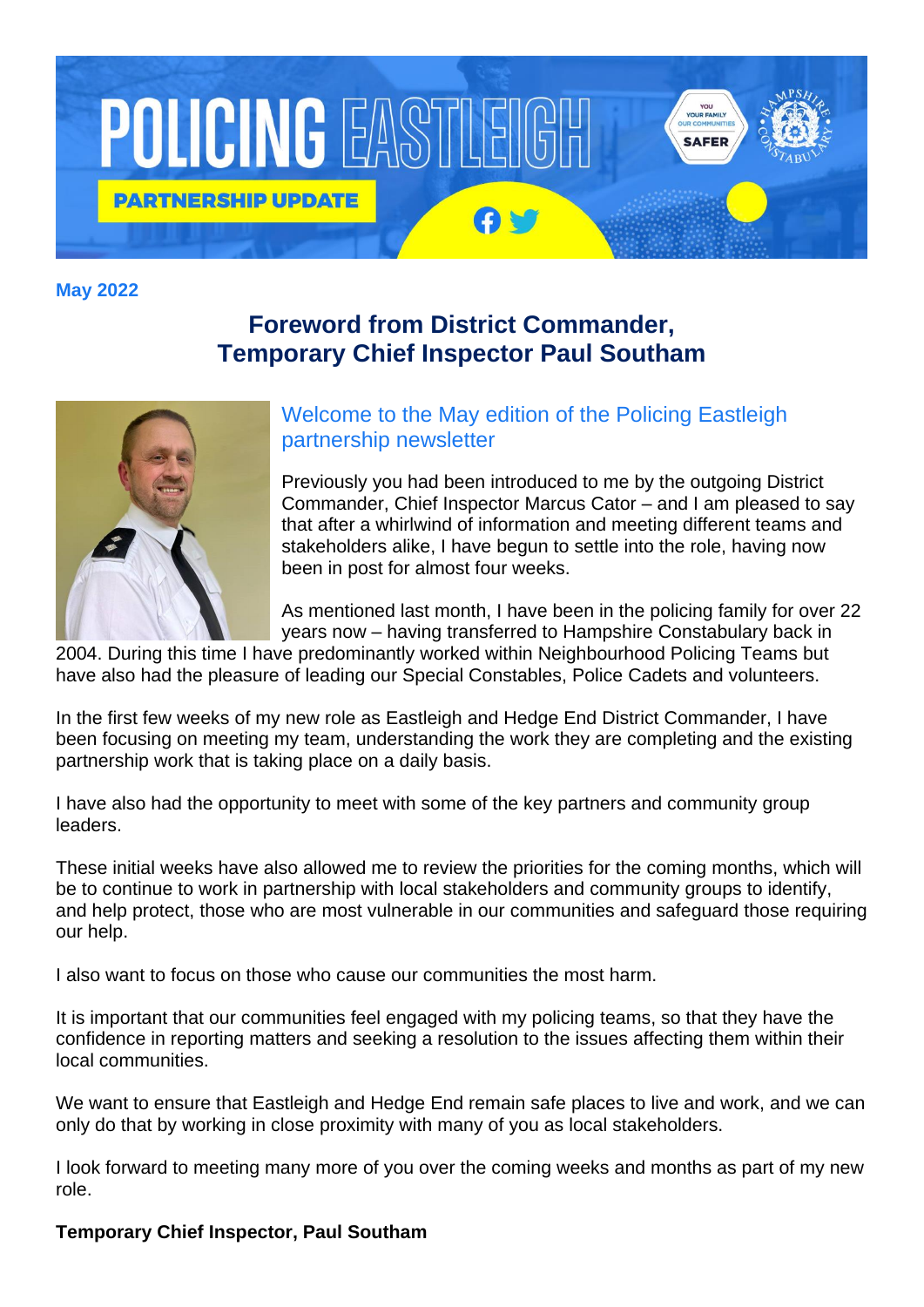# POLICING EASTLEIGH

**PARTNERSHIP UPDATE**

**May 2022**

## Foreword from District Commander, Temporary Chief Inspector Paul Southam

### Welcome to the May edition of the Policing Eastleigh partnership newsletter

Previously you had been introduced to me by the outgoing District Commander, Chief Inspector Marcus Cator – and I am pleased to say that after a whirlwind of information and meeting different teams and stakeholders alike, I have begun to settle into the role, having now been in post for almost four weeks.

As mentioned last month, I have been in the policing family for over 22 years now – having transferred to Hampshire Constabulary back in 2004. During this time I have predominantly worked within Neighbourhood Policing Teams but have also had the pleasure of leading our Special Constables, Police Cadets and volunteers.

In the first few weeks of my new role as Eastleigh and Hedge End District Commander, I have been focusing on meeting my team, understanding the work they are completing and the existing partnership work that is taking place on a daily basis.

I have also had the opportunity to meet with some of the key partners and community group leaders.

These initial weeks have also allowed me to review the priorities for the coming months, which will be to continue to work in partnership with local stakeholders and community groups to identify, and help protect, those who are most vulnerable in our communities and safeguard those requiring our help.

I also want to focus on those who cause our communities the most harm.

It is important that our communities feel engaged with my policing teams, so that they have the confidence in reporting matters and seeking a resolution to the issues affecting them within their local communities.

We want to ensure that Eastleigh and Hedge End remain safe places to live and work, and we can only do that by working in close proximity with many of you as local stakeholders.

I look forward to meeting many more of you over the coming weeks and months as part of my new role.

**Temporary Chief Inspector, Paul Southam**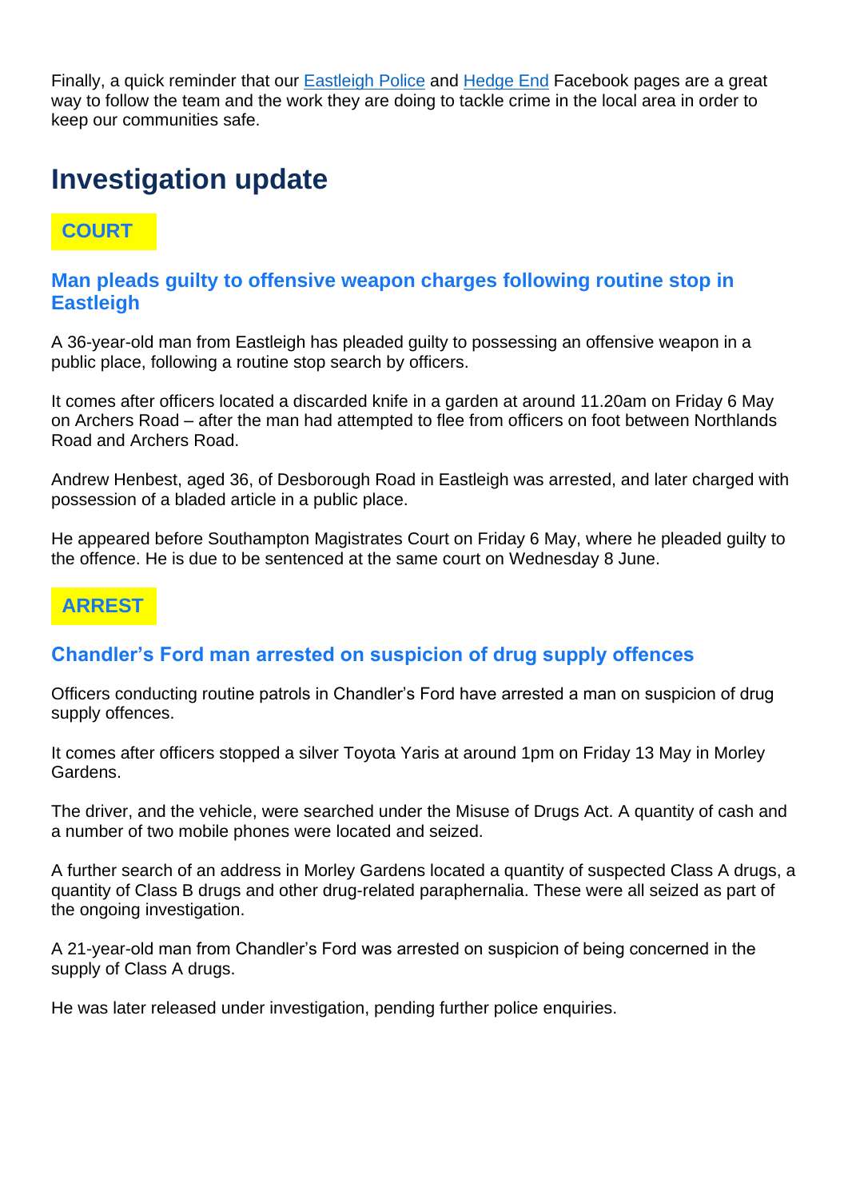Finally, a quick reminder that our [Eastleigh Police](#) and [Hedge End](#) Facebook pages are a great way to follow the team and the work they are doing to tackle crime in the local area in order to keep our communities safe.

# Investigation update

**COURT**

### Man pleads guilty to offensive weapon charges following routine stop in Eastleigh

A 36-year-old man from Eastleigh has pleaded guilty to possessing an offensive weapon in a public place, following a routine stop search by officers.

It comes after officers located a discarded knife in a garden at around 11.20am on Friday 6 May on Archers Road – after the man had attempted to flee from officers on foot between Northlands Road and Archers Road.

Andrew Henbest, aged 36, of Desborough Road in Eastleigh was arrested, and later charged with possession of a bladed article in a public place.

He appeared before Southampton Magistrates Court on Friday 6 May, where he pleaded guilty to the offence. He is due to be sentenced at the same court on Wednesday 8 June.

**ARREST**

### Chandler's Ford man arrested on suspicion of drug supply offences

Officers conducting routine patrols in Chandler's Ford have arrested a man on suspicion of drug supply offences.

It comes after officers stopped a silver Toyota Yaris at around 1pm on Friday 13 May in Morley Gardens.

The driver, and the vehicle, were searched under the Misuse of Drugs Act. A quantity of cash and a number of two mobile phones were located and seized.

A further search of an address in Morley Gardens located a quantity of suspected Class A drugs, a quantity of Class B drugs and other drug-related paraphernalia. These were all seized as part of the ongoing investigation.

A 21-year-old man from Chandler's Ford was arrested on suspicion of being concerned in the supply of Class A drugs.

He was later released under investigation, pending further police enquiries.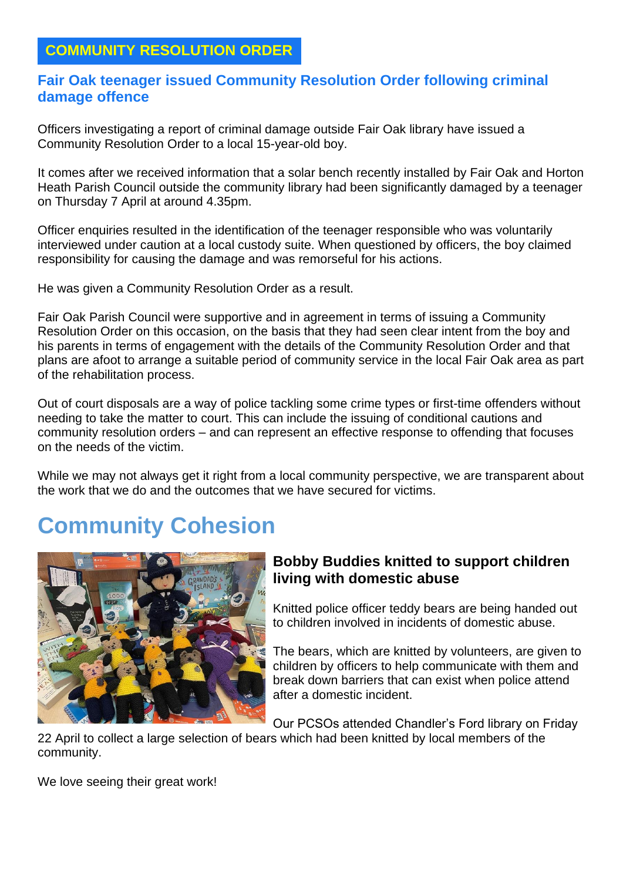## COMMUNITY RESOLUTION ORDER

### Fair Oak teenager issued Community Resolution Order following criminal damage offence

Officers investigating a report of criminal damage outside Fair Oak library have issued a Community Resolution Order to a local 15-year-old boy.

It comes after we received information that a solar bench recently installed by Fair Oak and Horton Heath Parish Council outside the community library had been significantly damaged by a teenager on Thursday 7 April at around 4.35pm.

Officer enquiries resulted in the identification of the teenager responsible who was voluntarily interviewed under caution at a local custody suite. When questioned by officers, the boy claimed responsibility for causing the damage and was remorseful for his actions.

He was given a Community Resolution Order as a result.

Fair Oak Parish Council were supportive and in agreement in terms of issuing a Community Resolution Order on this occasion, on the basis that they had seen clear intent from the boy and his parents in terms of engagement with the details of the Community Resolution Order and that plans are afoot to arrange a suitable period of community service in the local Fair Oak area as part of the rehabilitation process.

Out of court disposals are a way of police tackling some crime types or first-time offenders without needing to take the matter to court. This can include the issuing of conditional cautions and community resolution orders – and can represent an effective response to offending that focuses on the needs of the victim.

While we may not always get it right from a local community perspective, we are transparent about the work that we do and the outcomes that we have secured for victims.

# Community Cohesion

### Bobby Buddies knitted to support children living with domestic abuse

Knitted police officer teddy bears are being handed out to children involved in incidents of domestic abuse.

The bears, which are knitted by volunteers, are given to children by officers to help communicate with them and break down barriers that can exist when police attend after a domestic incident.

Our PCSOs attended Chandler's Ford library on Friday 22 April to collect a large selection of bears which had been knitted by local members of the community.

We love seeing their great work!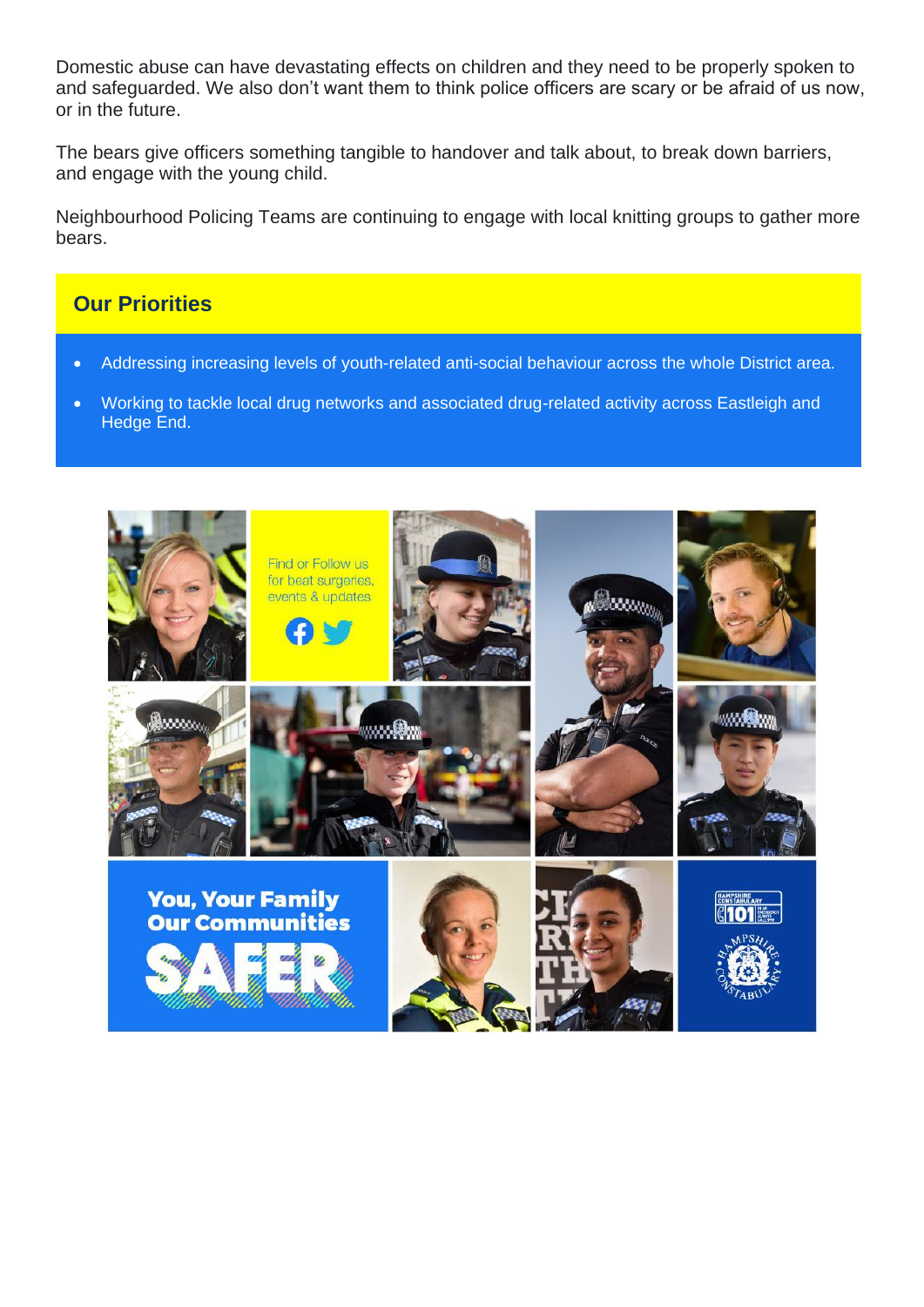Domestic abuse can have devastating effects on children and they need to be properly spoken to and safeguarded. We also don't want them to think police officers are scary or be afraid of us now, or in the future.

The bears give officers something tangible to handover and talk about, to break down barriers, and engage with the young child.

Neighbourhood Policing Teams are continuing to engage with local knitting groups to gather more bears.

## Our Priorities

- Addressing increasing levels of youth-related anti-social behaviour across the whole District area.
- Working to tackle local drug networks and associated drug-related activity across Eastleigh and Hedge End.

Find or Follow us for beat surgeries, events & updates

You, Your Family Our Communities SAFER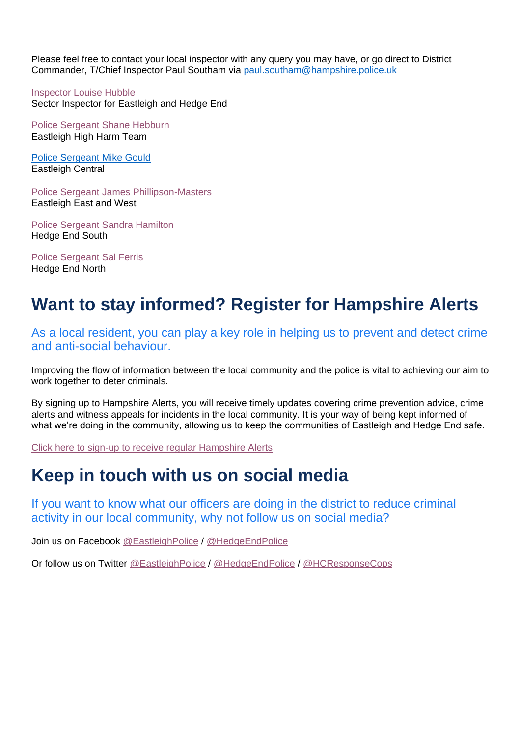Please feel free to contact your local inspector with any query you may have, or go direct to District Commander, T/Chief Inspector Paul Southam via paul.southam@hampshire.police.uk

Inspector Louise Hubble
Sector Inspector for Eastleigh and Hedge End

Police Sergeant Shane Hebburn
Eastleigh High Harm Team

Police Sergeant Mike Gould
Eastleigh Central

Police Sergeant James Phillipson-Masters
Eastleigh East and West

Police Sergeant Sandra Hamilton
Hedge End South

Police Sergeant Sal Ferris
Hedge End North

## Want to stay informed? Register for Hampshire Alerts

### As a local resident, you can play a key role in helping us to prevent and detect crime and anti-social behaviour.

Improving the flow of information between the local community and the police is vital to achieving our aim to work together to deter criminals.

By signing up to Hampshire Alerts, you will receive timely updates covering crime prevention advice, crime alerts and witness appeals for incidents in the local community. It is your way of being kept informed of what we're doing in the community, allowing us to keep the communities of Eastleigh and Hedge End safe.

Click here to sign-up to receive regular Hampshire Alerts

## Keep in touch with us on social media

### If you want to know what our officers are doing in the district to reduce criminal activity in our local community, why not follow us on social media?

Join us on Facebook @EastleighPolice / @HedgeEndPolice

Or follow us on Twitter @EastleighPolice / @HedgeEndPolice / @HCResponseCops